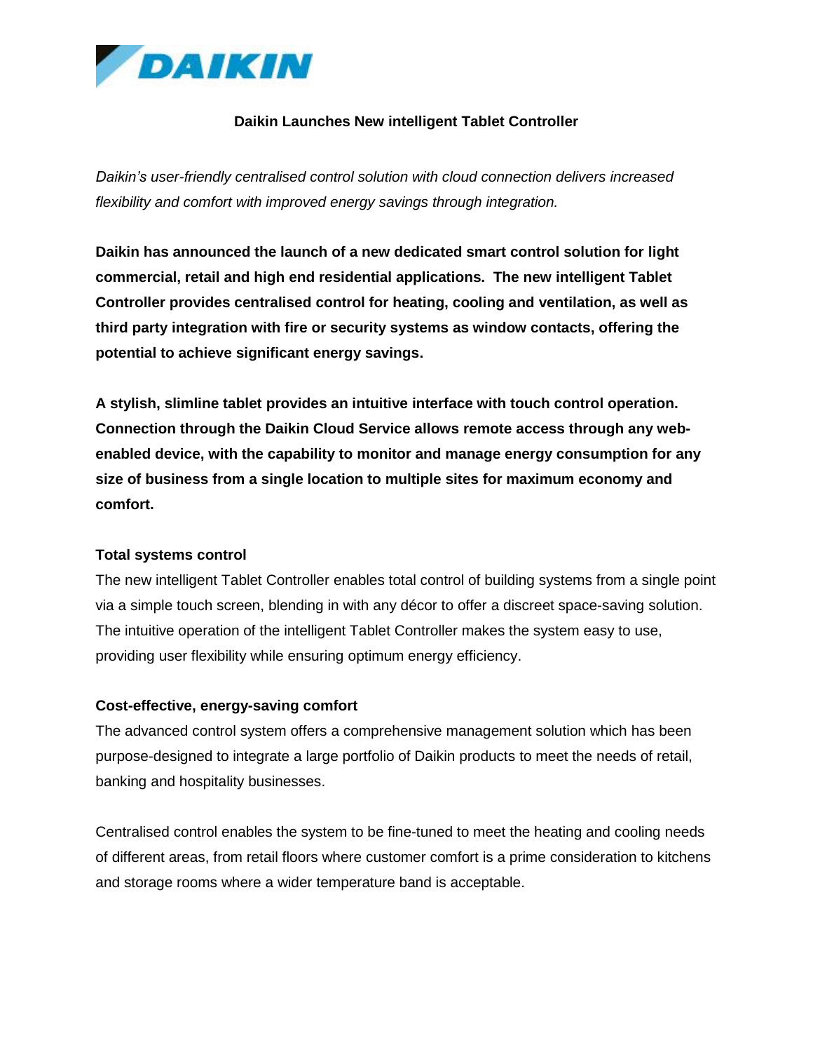# Daikin Launches New intelligent Tablet Controller

*Daikin's user-friendly centralised control solution with cloud connection delivers increased flexibility and comfort with improved energy savings through integration.*

**Daikin has announced the launch of a new dedicated smart control solution for light commercial, retail and high end residential applications. The new intelligent Tablet Controller provides centralised control for heating, cooling and ventilation, as well as third party integration with fire or security systems as window contacts, offering the potential to achieve significant energy savings.**

**A stylish, slimline tablet provides an intuitive interface with touch control operation. Connection through the Daikin Cloud Service allows remote access through any web-enabled device, with the capability to monitor and manage energy consumption for any size of business from a single location to multiple sites for maximum economy and comfort.**

## Total systems control

The new intelligent Tablet Controller enables total control of building systems from a single point via a simple touch screen, blending in with any décor to offer a discreet space-saving solution. The intuitive operation of the intelligent Tablet Controller makes the system easy to use, providing user flexibility while ensuring optimum energy efficiency.

## Cost-effective, energy-saving comfort

The advanced control system offers a comprehensive management solution which has been purpose-designed to integrate a large portfolio of Daikin products to meet the needs of retail, banking and hospitality businesses.

Centralised control enables the system to be fine-tuned to meet the heating and cooling needs of different areas, from retail floors where customer comfort is a prime consideration to kitchens and storage rooms where a wider temperature band is acceptable.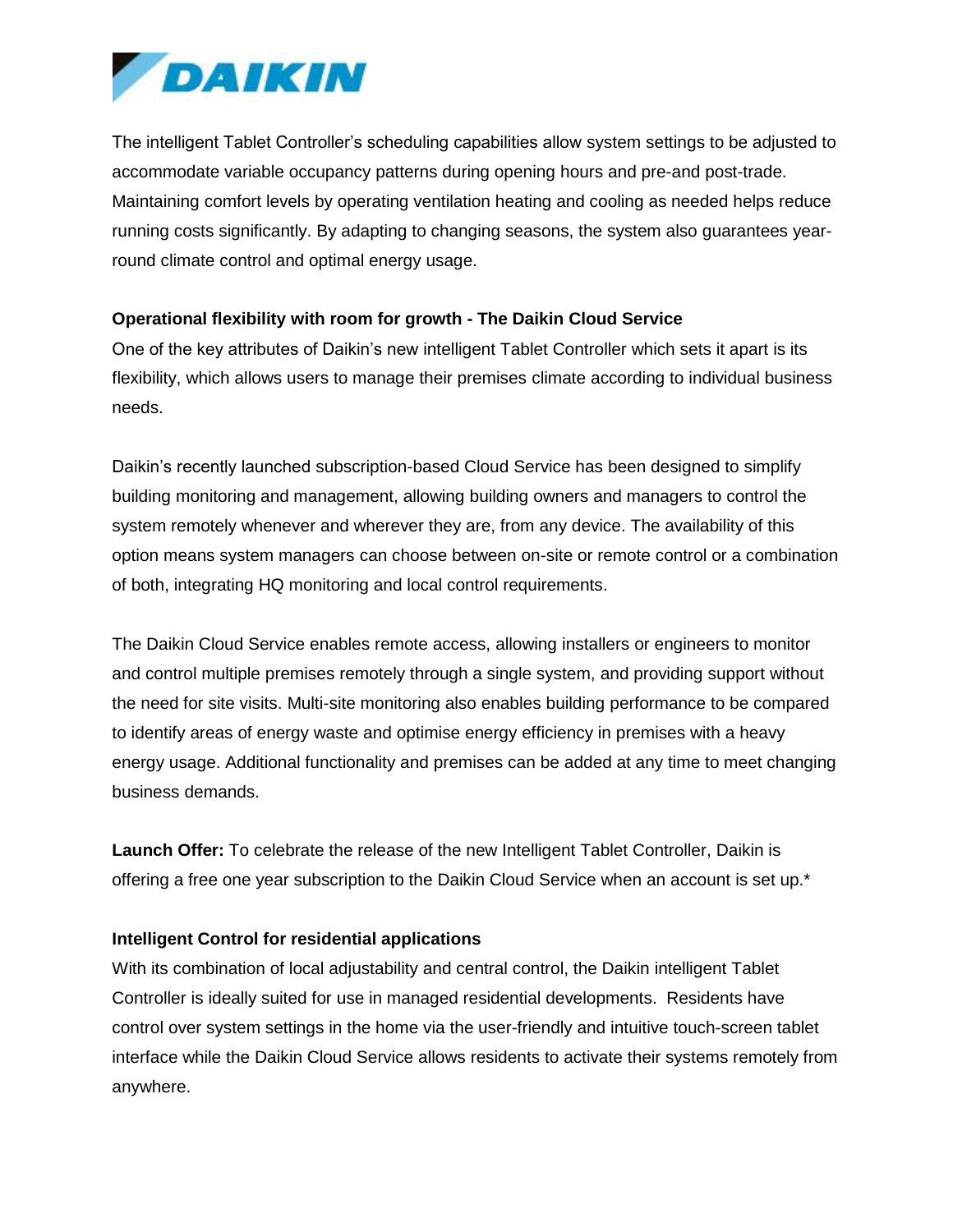The intelligent Tablet Controller's scheduling capabilities allow system settings to be adjusted to accommodate variable occupancy patterns during opening hours and pre-and post-trade. Maintaining comfort levels by operating ventilation heating and cooling as needed helps reduce running costs significantly. By adapting to changing seasons, the system also guarantees year-round climate control and optimal energy usage.

**Operational flexibility with room for growth - The Daikin Cloud Service**

One of the key attributes of Daikin's new intelligent Tablet Controller which sets it apart is its flexibility, which allows users to manage their premises climate according to individual business needs.

Daikin's recently launched subscription-based Cloud Service has been designed to simplify building monitoring and management, allowing building owners and managers to control the system remotely whenever and wherever they are, from any device. The availability of this option means system managers can choose between on-site or remote control or a combination of both, integrating HQ monitoring and local control requirements.

The Daikin Cloud Service enables remote access, allowing installers or engineers to monitor and control multiple premises remotely through a single system, and providing support without the need for site visits. Multi-site monitoring also enables building performance to be compared to identify areas of energy waste and optimise energy efficiency in premises with a heavy energy usage. Additional functionality and premises can be added at any time to meet changing business demands.

**Launch Offer:** To celebrate the release of the new Intelligent Tablet Controller, Daikin is offering a free one year subscription to the Daikin Cloud Service when an account is set up.*

**Intelligent Control for residential applications**

With its combination of local adjustability and central control, the Daikin intelligent Tablet Controller is ideally suited for use in managed residential developments. Residents have control over system settings in the home via the user-friendly and intuitive touch-screen tablet interface while the Daikin Cloud Service allows residents to activate their systems remotely from anywhere.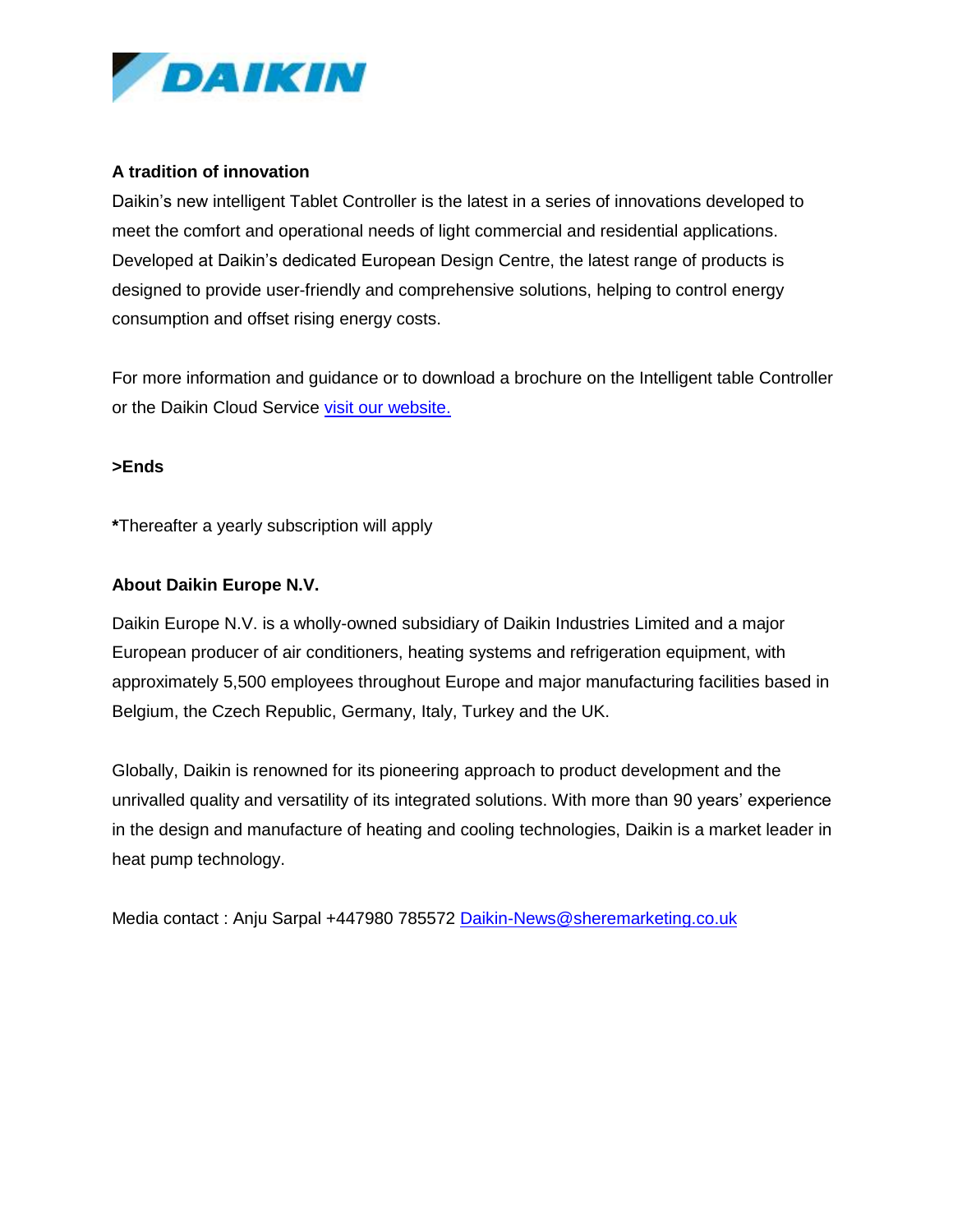**A tradition of innovation**

Daikin's new intelligent Tablet Controller is the latest in a series of innovations developed to meet the comfort and operational needs of light commercial and residential applications. Developed at Daikin's dedicated European Design Centre, the latest range of products is designed to provide user-friendly and comprehensive solutions, helping to control energy consumption and offset rising energy costs.

For more information and guidance or to download a brochure on the Intelligent table Controller or the Daikin Cloud Service visit our website.

**>Ends**

**\***Thereafter a yearly subscription will apply

**About Daikin Europe N.V.**

Daikin Europe N.V. is a wholly-owned subsidiary of Daikin Industries Limited and a major European producer of air conditioners, heating systems and refrigeration equipment, with approximately 5,500 employees throughout Europe and major manufacturing facilities based in Belgium, the Czech Republic, Germany, Italy, Turkey and the UK.

Globally, Daikin is renowned for its pioneering approach to product development and the unrivalled quality and versatility of its integrated solutions. With more than 90 years' experience in the design and manufacture of heating and cooling technologies, Daikin is a market leader in heat pump technology.

Media contact : Anju Sarpal +447980 785572 Daikin-News@sheremarketing.co.uk